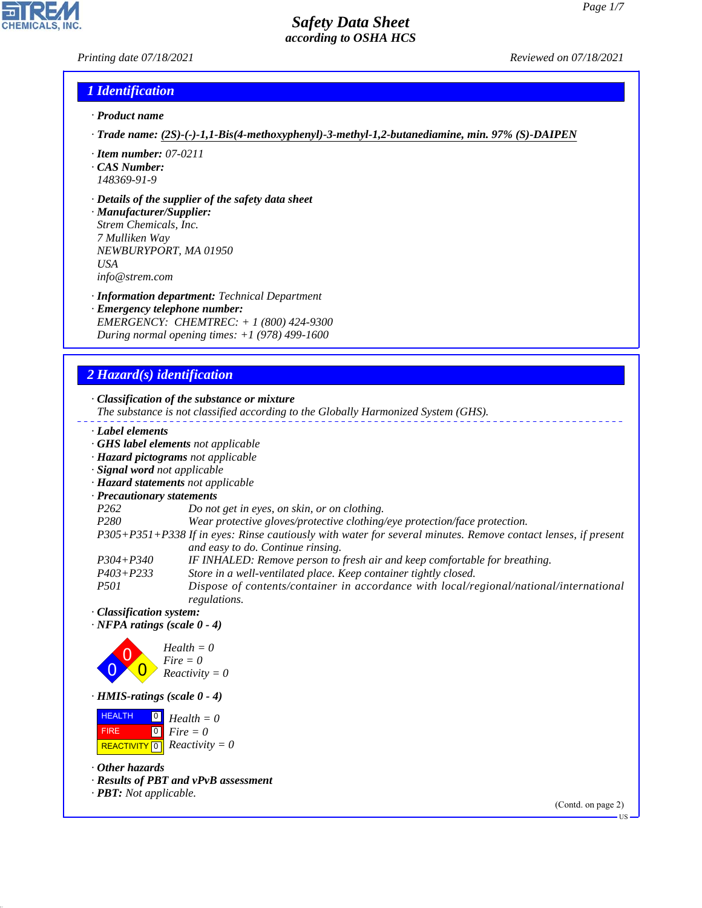# Safety Data Sheet
## according to OSHA HCS

Printing date 07/18/2021 | Reviewed on 07/18/2021

## 1 Identification

· **Product name**

· **Trade name:** **(2S)-(-)-1,1-Bis(4-methoxyphenyl)-3-methyl-1,2-butanediamine, min. 97% (S)-DAIPEN**

· **Item number:** 07-0211

· **CAS Number:**
148369-91-9

· **Details of the supplier of the safety data sheet**

· **Manufacturer/Supplier:**
Strem Chemicals, Inc.
7 Mulliken Way
NEWBURYPORT, MA 01950
USA
info@strem.com

· **Information department:** Technical Department

· **Emergency telephone number:**
EMERGENCY: CHEMTREC: + 1 (800) 424-9300
During normal opening times: +1 (978) 499-1600

## 2 Hazard(s) identification

· **Classification of the substance or mixture**
The substance is not classified according to the Globally Harmonized System (GHS).

· **Label elements**

· **GHS label elements** not applicable

· **Hazard pictograms** not applicable

· **Signal word** not applicable

· **Hazard statements** not applicable

· **Precautionary statements**

| | |
|---|---|
| P262 | Do not get in eyes, on skin, or on clothing. |
| P280 | Wear protective gloves/protective clothing/eye protection/face protection. |
| P305+P351+P338 | If in eyes: Rinse cautiously with water for several minutes. Remove contact lenses, if present and easy to do. Continue rinsing. |
| P304+P340 | IF INHALED: Remove person to fresh air and keep comfortable for breathing. |
| P403+P233 | Store in a well-ventilated place. Keep container tightly closed. |
| P501 | Dispose of contents/container in accordance with local/regional/national/international regulations. |

· **Classification system:**

· **NFPA ratings (scale 0 - 4)**

Health = 0
Fire = 0
Reactivity = 0

· **HMIS-ratings (scale 0 - 4)**

| | |
|---|---|
| HEALTH | 0 |
| FIRE | 0 |
| REACTIVITY | 0 |

Health = 0
Fire = 0
Reactivity = 0

· **Other hazards**

· **Results of PBT and vPvB assessment**

· **PBT:** Not applicable.

(Contd. on page 2)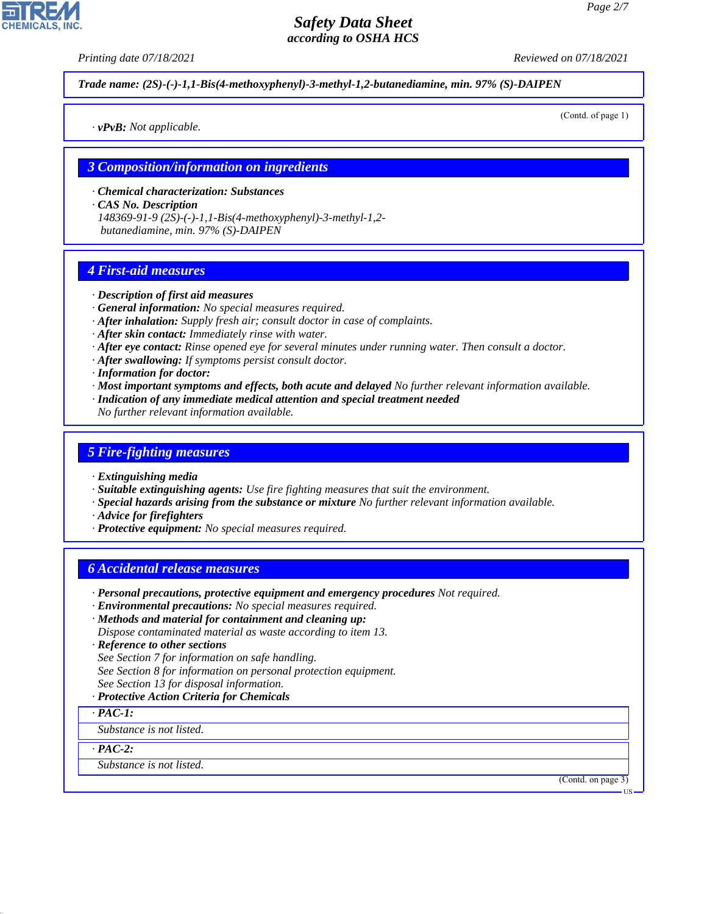Trade name: (2S)-(-)-1,1-Bis(4-methoxyphenyl)-3-methyl-1,2-butanediamine, min. 97% (S)-DAIPEN

(Contd. of page 1)

· **vPvB:** Not applicable.

## 3 Composition/information on ingredients

· **Chemical characterization: Substances**
· **CAS No. Description**
148369-91-9 (2S)-(-)-1,1-Bis(4-methoxyphenyl)-3-methyl-1,2-butanediamine, min. 97% (S)-DAIPEN

## 4 First-aid measures

· **Description of first aid measures**
· **General information:** No special measures required.
· **After inhalation:** Supply fresh air; consult doctor in case of complaints.
· **After skin contact:** Immediately rinse with water.
· **After eye contact:** Rinse opened eye for several minutes under running water. Then consult a doctor.
· **After swallowing:** If symptoms persist consult doctor.
· **Information for doctor:**
· **Most important symptoms and effects, both acute and delayed** No further relevant information available.
· **Indication of any immediate medical attention and special treatment needed**
No further relevant information available.

## 5 Fire-fighting measures

· **Extinguishing media**
· **Suitable extinguishing agents:** Use fire fighting measures that suit the environment.
· **Special hazards arising from the substance or mixture** No further relevant information available.
· **Advice for firefighters**
· **Protective equipment:** No special measures required.

## 6 Accidental release measures

· **Personal precautions, protective equipment and emergency procedures** Not required.
· **Environmental precautions:** No special measures required.
· **Methods and material for containment and cleaning up:**
Dispose contaminated material as waste according to item 13.
· **Reference to other sections**
See Section 7 for information on safe handling.
See Section 8 for information on personal protection equipment.
See Section 13 for disposal information.
· **Protective Action Criteria for Chemicals**

· **PAC-1:**
Substance is not listed.

· **PAC-2:**
Substance is not listed.

(Contd. on page 3)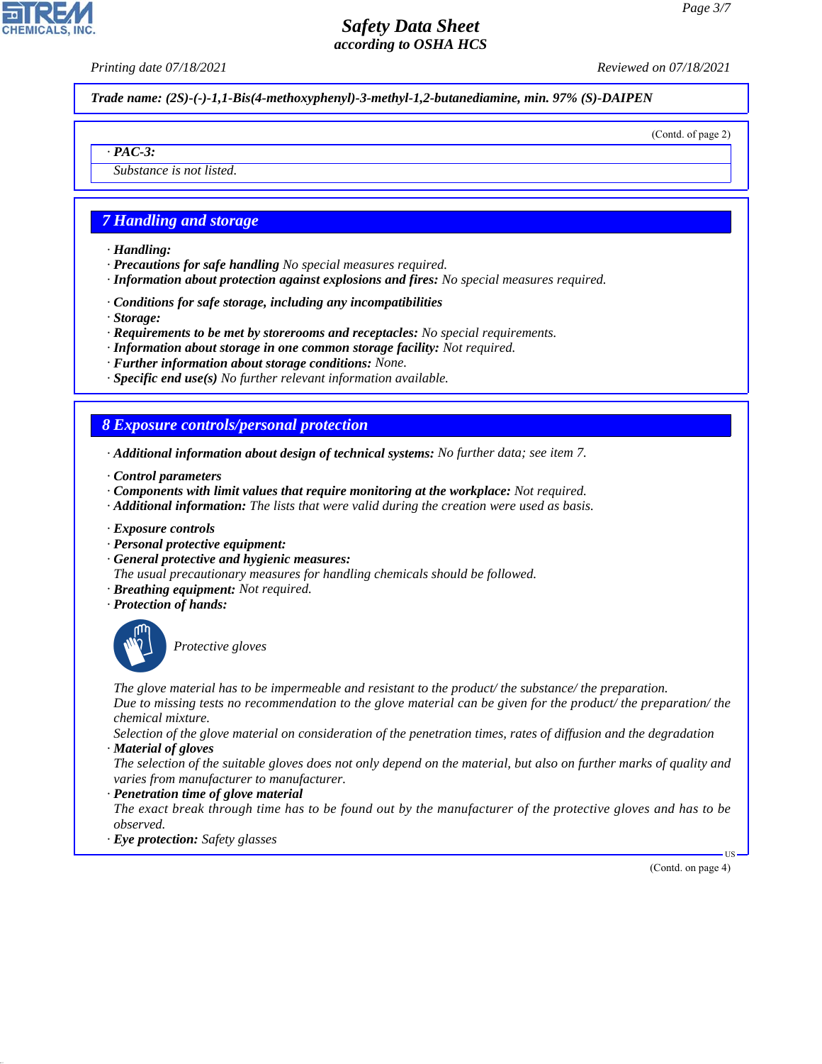*Trade name: (2S)-(-)-1,1-Bis(4-methoxyphenyl)-3-methyl-1,2-butanediamine, min. 97% (S)-DAIPEN*

(Contd. of page 2)

· **PAC-3:**

Substance is not listed.

## 7 Handling and storage

· **Handling:**
· **Precautions for safe handling** No special measures required.
· **Information about protection against explosions and fires:** No special measures required.

· **Conditions for safe storage, including any incompatibilities**
· **Storage:**
· **Requirements to be met by storerooms and receptacles:** No special requirements.
· **Information about storage in one common storage facility:** Not required.
· **Further information about storage conditions:** None.
· **Specific end use(s)** No further relevant information available.

## 8 Exposure controls/personal protection

· **Additional information about design of technical systems:** No further data; see item 7.

· **Control parameters**
· **Components with limit values that require monitoring at the workplace:** Not required.
· **Additional information:** The lists that were valid during the creation were used as basis.

· **Exposure controls**
· **Personal protective equipment:**
· **General protective and hygienic measures:**
The usual precautionary measures for handling chemicals should be followed.
· **Breathing equipment:** Not required.
· **Protection of hands:**

Protective gloves

The glove material has to be impermeable and resistant to the product/ the substance/ the preparation.
Due to missing tests no recommendation to the glove material can be given for the product/ the preparation/ the chemical mixture.
Selection of the glove material on consideration of the penetration times, rates of diffusion and the degradation
· **Material of gloves**
The selection of the suitable gloves does not only depend on the material, but also on further marks of quality and varies from manufacturer to manufacturer.
· **Penetration time of glove material**
The exact break through time has to be found out by the manufacturer of the protective gloves and has to be observed.
· **Eye protection:** Safety glasses

(Contd. on page 4)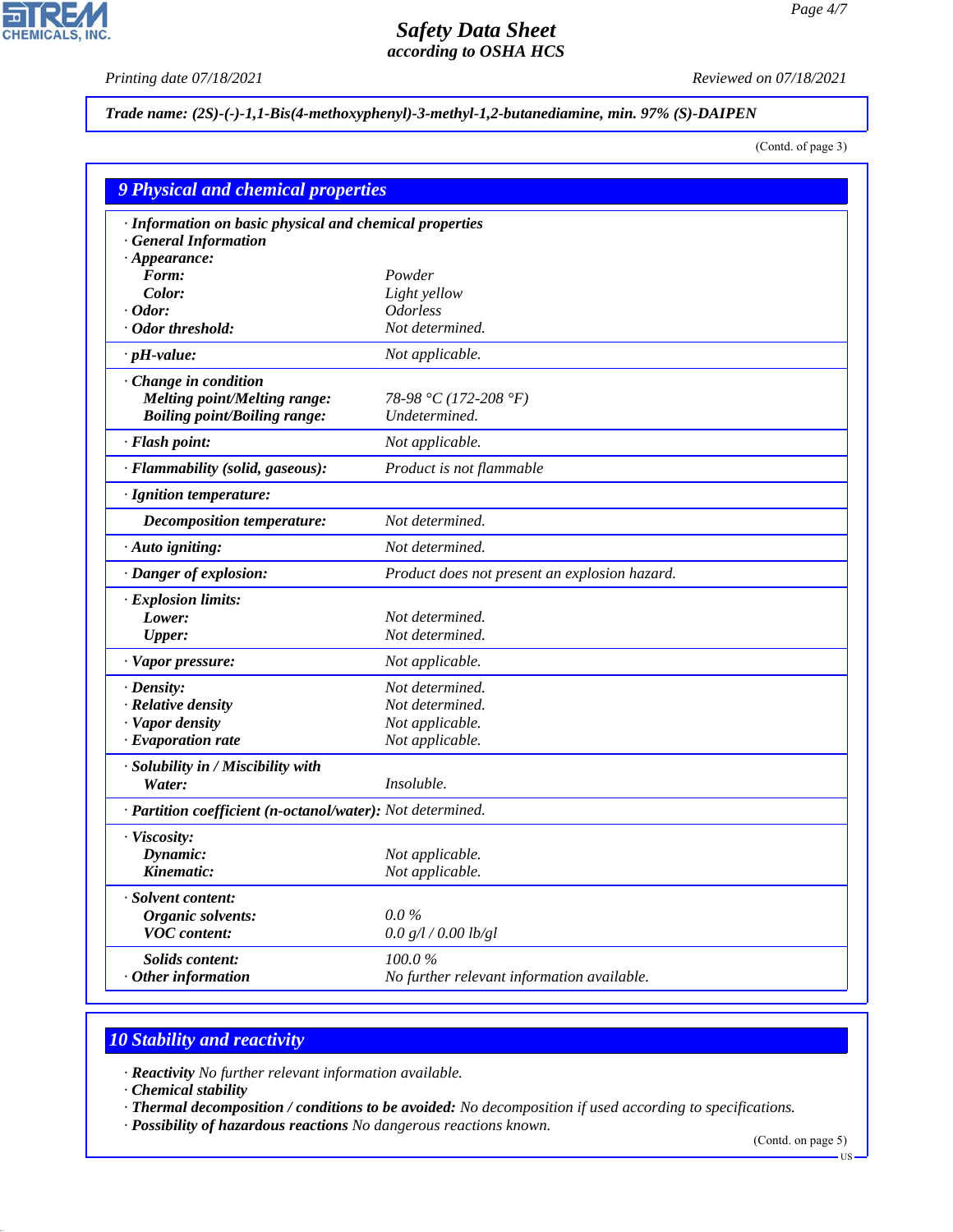**Trade name: (2S)-(-)-1,1-Bis(4-methoxyphenyl)-3-methyl-1,2-butanediamine, min. 97% (S)-DAIPEN**

(Contd. of page 3)

## 9 Physical and chemical properties

| | |
|---|---|
| **· Information on basic physical and chemical properties** | |
| **· General Information** | |
| **· Appearance:** | |
| **Form:** | Powder |
| **Color:** | Light yellow |
| **· Odor:** | Odorless |
| **· Odor threshold:** | Not determined. |
| **· pH-value:** | Not applicable. |
| **· Change in condition** | |
| **Melting point/Melting range:** | 78-98 °C (172-208 °F) |
| **Boiling point/Boiling range:** | Undetermined. |
| **· Flash point:** | Not applicable. |
| **· Flammability (solid, gaseous):** | Product is not flammable |
| **· Ignition temperature:** | |
| **Decomposition temperature:** | Not determined. |
| **· Auto igniting:** | Not determined. |
| **· Danger of explosion:** | Product does not present an explosion hazard. |
| **· Explosion limits:** | |
| **Lower:** | Not determined. |
| **Upper:** | Not determined. |
| **· Vapor pressure:** | Not applicable. |
| **· Density:** | Not determined. |
| **· Relative density** | Not determined. |
| **· Vapor density** | Not applicable. |
| **· Evaporation rate** | Not applicable. |
| **· Solubility in / Miscibility with** | |
| **Water:** | Insoluble. |
| **· Partition coefficient (n-octanol/water):** | Not determined. |
| **· Viscosity:** | |
| **Dynamic:** | Not applicable. |
| **Kinematic:** | Not applicable. |
| **· Solvent content:** | |
| **Organic solvents:** | 0.0 % |
| **VOC content:** | 0.0 g/l / 0.00 lb/gl |
| **Solids content:** | 100.0 % |
| **· Other information** | No further relevant information available. |

## 10 Stability and reactivity

· **Reactivity** No further relevant information available.
· **Chemical stability**
· **Thermal decomposition / conditions to be avoided:** No decomposition if used according to specifications.
· **Possibility of hazardous reactions** No dangerous reactions known.

(Contd. on page 5)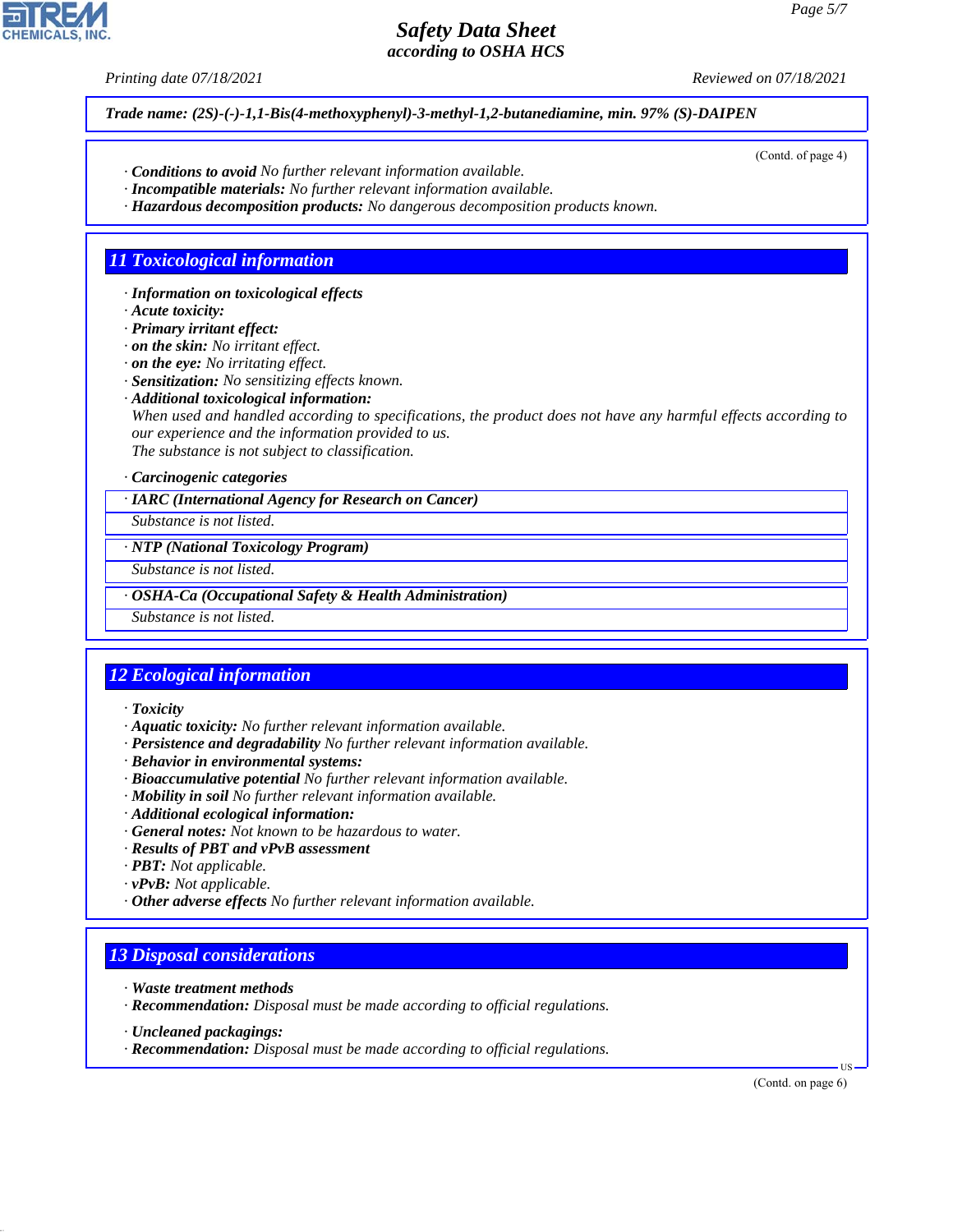Trade name: (2S)-(-)-1,1-Bis(4-methoxyphenyl)-3-methyl-1,2-butanediamine, min. 97% (S)-DAIPEN

(Contd. of page 4)

· **Conditions to avoid** No further relevant information available.
· **Incompatible materials:** No further relevant information available.
· **Hazardous decomposition products:** No dangerous decomposition products known.

## 11 Toxicological information

· **Information on toxicological effects**
· **Acute toxicity:**
· **Primary irritant effect:**
· **on the skin:** No irritant effect.
· **on the eye:** No irritating effect.
· **Sensitization:** No sensitizing effects known.
· **Additional toxicological information:**
When used and handled according to specifications, the product does not have any harmful effects according to our experience and the information provided to us.
The substance is not subject to classification.

· **Carcinogenic categories**

| · IARC (International Agency for Research on Cancer) |
|---|
| Substance is not listed. |

| · NTP (National Toxicology Program) |
|---|
| Substance is not listed. |

| · OSHA-Ca (Occupational Safety & Health Administration) |
|---|
| Substance is not listed. |

## 12 Ecological information

· **Toxicity**
· **Aquatic toxicity:** No further relevant information available.
· **Persistence and degradability** No further relevant information available.
· **Behavior in environmental systems:**
· **Bioaccumulative potential** No further relevant information available.
· **Mobility in soil** No further relevant information available.
· **Additional ecological information:**
· **General notes:** Not known to be hazardous to water.
· **Results of PBT and vPvB assessment**
· **PBT:** Not applicable.
· **vPvB:** Not applicable.
· **Other adverse effects** No further relevant information available.

## 13 Disposal considerations

· **Waste treatment methods**
· **Recommendation:** Disposal must be made according to official regulations.

· **Uncleaned packagings:**
· **Recommendation:** Disposal must be made according to official regulations.

(Contd. on page 6)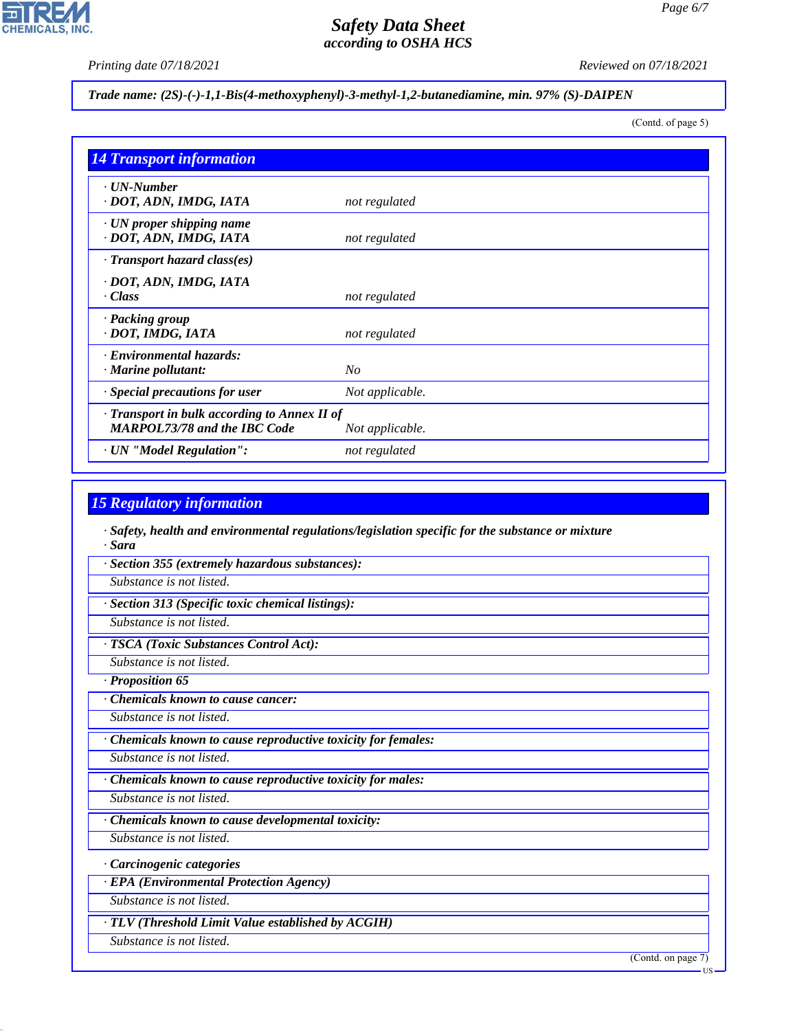**Trade name: (2S)-(-)-1,1-Bis(4-methoxyphenyl)-3-methyl-1,2-butanediamine, min. 97% (S)-DAIPEN**

(Contd. of page 5)

## 14 Transport information

| | |
|---|---|
| · **UN-Number**<br>· **DOT, ADN, IMDG, IATA** | not regulated |
| · **UN proper shipping name**<br>· **DOT, ADN, IMDG, IATA** | not regulated |
| · **Transport hazard class(es)**<br><br>· **DOT, ADN, IMDG, IATA**<br>· **Class** | not regulated |
| · **Packing group**<br>· **DOT, IMDG, IATA** | not regulated |
| · **Environmental hazards:**<br>· **Marine pollutant:** | No |
| · **Special precautions for user** | Not applicable. |
| · **Transport in bulk according to Annex II of MARPOL73/78 and the IBC Code** | Not applicable. |
| · **UN "Model Regulation":** | not regulated |

## 15 Regulatory information

· **Safety, health and environmental regulations/legislation specific for the substance or mixture**
· **Sara**

· **Section 355 (extremely hazardous substances):**
Substance is not listed.

· **Section 313 (Specific toxic chemical listings):**
Substance is not listed.

· **TSCA (Toxic Substances Control Act):**
Substance is not listed.

· **Proposition 65**

· **Chemicals known to cause cancer:**
Substance is not listed.

· **Chemicals known to cause reproductive toxicity for females:**
Substance is not listed.

· **Chemicals known to cause reproductive toxicity for males:**
Substance is not listed.

· **Chemicals known to cause developmental toxicity:**
Substance is not listed.

· **Carcinogenic categories**

· **EPA (Environmental Protection Agency)**
Substance is not listed.

· **TLV (Threshold Limit Value established by ACGIH)**
Substance is not listed.

(Contd. on page 7)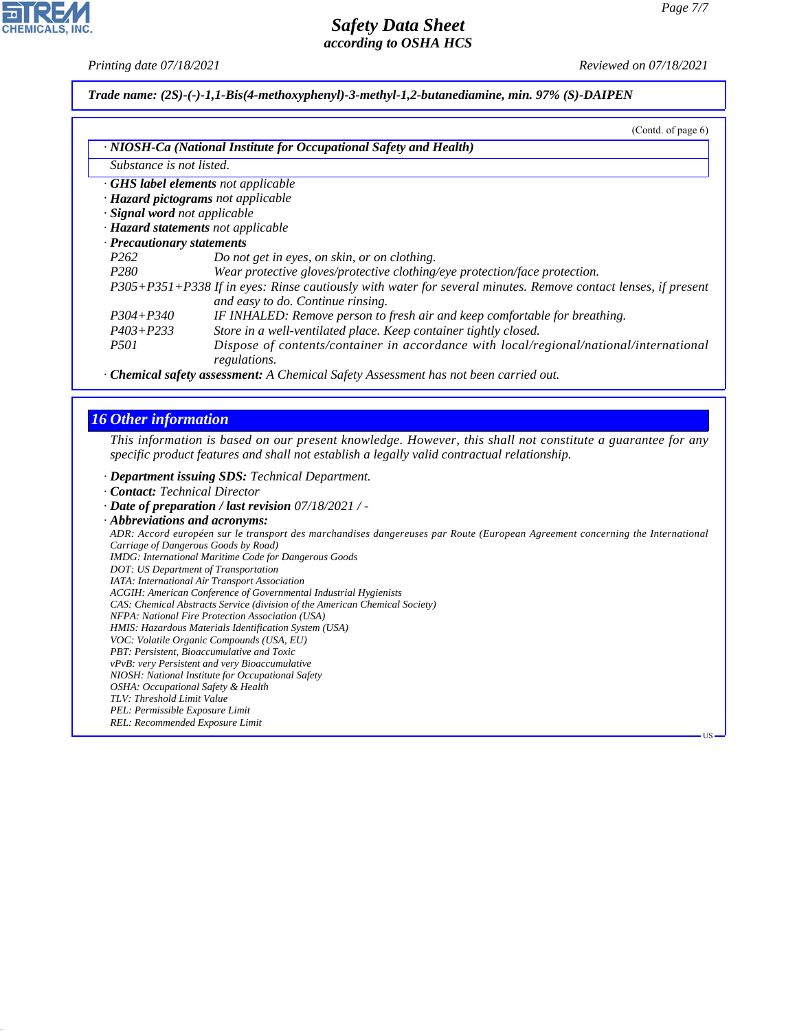**Trade name: (2S)-(-)-1,1-Bis(4-methoxyphenyl)-3-methyl-1,2-butanediamine, min. 97% (S)-DAIPEN**

(Contd. of page 6)

· **NIOSH-Ca (National Institute for Occupational Safety and Health)**

Substance is not listed.

· **GHS label elements** not applicable
· **Hazard pictograms** not applicable
· **Signal word** not applicable
· **Hazard statements** not applicable
· **Precautionary statements**

| | |
|---|---|
| P262 | Do not get in eyes, on skin, or on clothing. |
| P280 | Wear protective gloves/protective clothing/eye protection/face protection. |
| P305+P351+P338 | If in eyes: Rinse cautiously with water for several minutes. Remove contact lenses, if present and easy to do. Continue rinsing. |
| P304+P340 | IF INHALED: Remove person to fresh air and keep comfortable for breathing. |
| P403+P233 | Store in a well-ventilated place. Keep container tightly closed. |
| P501 | Dispose of contents/container in accordance with local/regional/national/international regulations. |

· **Chemical safety assessment:** A Chemical Safety Assessment has not been carried out.

## 16 Other information

This information is based on our present knowledge. However, this shall not constitute a guarantee for any specific product features and shall not establish a legally valid contractual relationship.

· **Department issuing SDS:** Technical Department.
· **Contact:** Technical Director
· **Date of preparation / last revision** 07/18/2021 / -
· **Abbreviations and acronyms:**

ADR: Accord européen sur le transport des marchandises dangereuses par Route (European Agreement concerning the International Carriage of Dangerous Goods by Road)
IMDG: International Maritime Code for Dangerous Goods
DOT: US Department of Transportation
IATA: International Air Transport Association
ACGIH: American Conference of Governmental Industrial Hygienists
CAS: Chemical Abstracts Service (division of the American Chemical Society)
NFPA: National Fire Protection Association (USA)
HMIS: Hazardous Materials Identification System (USA)
VOC: Volatile Organic Compounds (USA, EU)
PBT: Persistent, Bioaccumulative and Toxic
vPvB: very Persistent and very Bioaccumulative
NIOSH: National Institute for Occupational Safety
OSHA: Occupational Safety & Health
TLV: Threshold Limit Value
PEL: Permissible Exposure Limit
REL: Recommended Exposure Limit